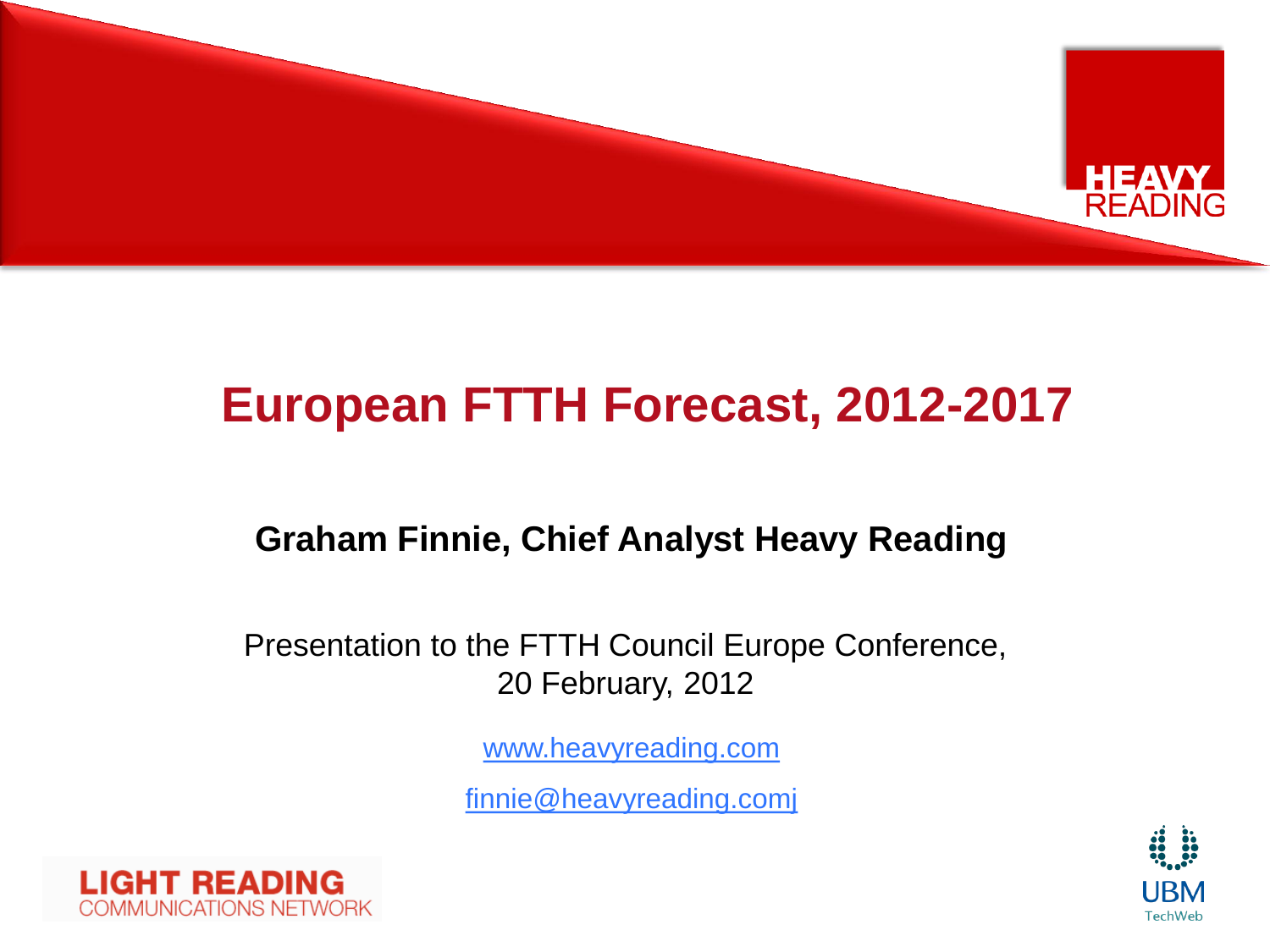# European FTTH Forecast, 2012-2017

**Graham Finnie, Chief Analyst Heavy Reading**

Presentation to the FTTH Council Europe Conference,
20 February, 2012

www.heavyreading.com

finnie@heavyreading.comj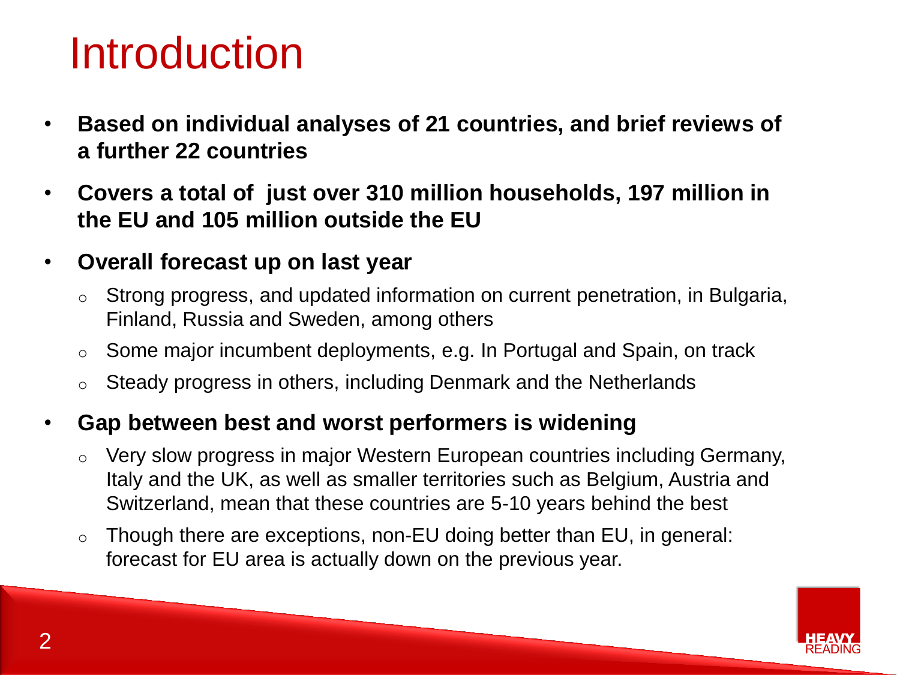# Introduction

- **Based on individual analyses of 21 countries, and brief reviews of a further 22 countries**
- **Covers a total of just over 310 million households, 197 million in the EU and 105 million outside the EU**
- **Overall forecast up on last year**
  - Strong progress, and updated information on current penetration, in Bulgaria, Finland, Russia and Sweden, among others
  - Some major incumbent deployments, e.g. In Portugal and Spain, on track
  - Steady progress in others, including Denmark and the Netherlands
- **Gap between best and worst performers is widening**
  - Very slow progress in major Western European countries including Germany, Italy and the UK, as well as smaller territories such as Belgium, Austria and Switzerland, mean that these countries are 5-10 years behind the best
  - Though there are exceptions, non-EU doing better than EU, in general: forecast for EU area is actually down on the previous year.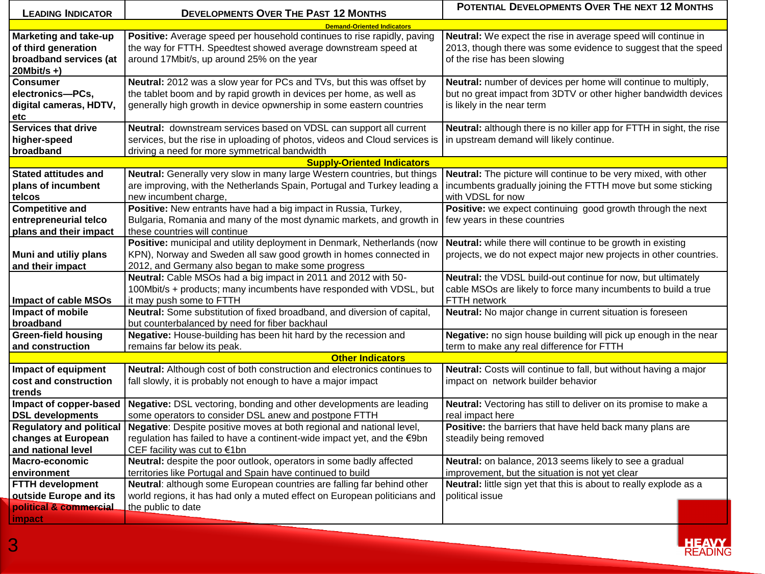| Leading Indicator | Developments Over The Past 12 Months | Potential Developments Over The next 12 Months |
|---|---|---|
| **Demand-Oriented Indicators** | | |
| **Marketing and take-up of third generation broadband services (at 20Mbit/s +)** | **Positive:** Average speed per household continues to rise rapidly, paving the way for FTTH. Speedtest showed average downstream speed at around 17Mbit/s, up around 25% on the year | **Neutral:** We expect the rise in average speed will continue in 2013, though there was some evidence to suggest that the speed of the rise has been slowing |
| **Consumer electronics—PCs, digital cameras, HDTV, etc** | **Neutral:** 2012 was a slow year for PCs and TVs, but this was offset by the tablet boom and by rapid growth in devices per home, as well as generally high growth in device opwnership in some eastern countries | **Neutral:** number of devices per home will continue to multiply, but no great impact from 3DTV or other higher bandwidth devices is likely in the near term |
| **Services that drive higher-speed broadband** | **Neutral:** downstream services based on VDSL can support all current services, but the rise in uploading of photos, videos and Cloud services is driving a need for more symmetrical bandwidth | **Neutral:** although there is no killer app for FTTH in sight, the rise in upstream demand will likely continue. |
| **Supply-Oriented Indicators** | | |
| **Stated attitudes and plans of incumbent telcos** | **Neutral:** Generally very slow in many large Western countries, but things are improving, with the Netherlands Spain, Portugal and Turkey leading a new incumbent charge, | **Neutral:** The picture will continue to be very mixed, with other incumbents gradually joining the FTTH move but some sticking with VDSL for now |
| **Competitive and entrepreneurial telco plans and their impact** | **Positive:** New entrants have had a big impact in Russia, Turkey, Bulgaria, Romania and many of the most dynamic markets, and growth in these countries will continue | **Positive:** we expect continuing good growth through the next few years in these countries |
| **Muni and utiliy plans and their impact** | **Positive:** municipal and utility deployment in Denmark, Netherlands (now KPN), Norway and Sweden all saw good growth in homes connected in 2012, and Germany also began to make some progress | **Neutral:** while there will continue to be growth in existing projects, we do not expect major new projects in other countries. |
| **Impact of cable MSOs** | **Neutral:** Cable MSOs had a big impact in 2011 and 2012 with 50-100Mbit/s + products; many incumbents have responded with VDSL, but it may push some to FTTH | **Neutral:** the VDSL build-out continue for now, but ultimately cable MSOs are likely to force many incumbents to build a true FTTH network |
| **Impact of mobile broadband** | **Neutral:** Some substitution of fixed broadband, and diversion of capital, but counterbalanced by need for fiber backhaul | **Neutral:** No major change in current situation is foreseen |
| **Green-field housing and construction** | **Negative:** House-building has been hit hard by the recession and remains far below its peak. | **Negative:** no sign house building will pick up enough in the near term to make any real difference for FTTH |
| **Other Indicators** | | |
| **Impact of equipment cost and construction trends** | **Neutral:** Although cost of both construction and electronics continues to fall slowly, it is probably not enough to have a major impact | **Neutral:** Costs will continue to fall, but without having a major impact on network builder behavior |
| **Impact of copper-based DSL developments** | **Negative:** DSL vectoring, bonding and other developments are leading some operators to consider DSL anew and postpone FTTH | **Neutral:** Vectoring has still to deliver on its promise to make a real impact here |
| **Regulatory and political changes at European and national level** | **Negative**: Despite positive moves at both regional and national level, regulation has failed to have a continent-wide impact yet, and the €9bn CEF facility was cut to €1bn | **Positive:** the barriers that have held back many plans are steadily being removed |
| **Macro-economic environment** | **Neutral:** despite the poor outlook, operators in some badly affected territories like Portugal and Spain have continued to build | **Neutral:** on balance, 2013 seems likely to see a gradual improvement, but the situation is not yet clear |
| **FTTH development outside Europe and its political & commercial impact** | **Neutral**: although some European countries are falling far behind other world regions, it has had only a muted effect on European politicians and the public to date | **Neutral:** little sign yet that this is about to really explode as a political issue |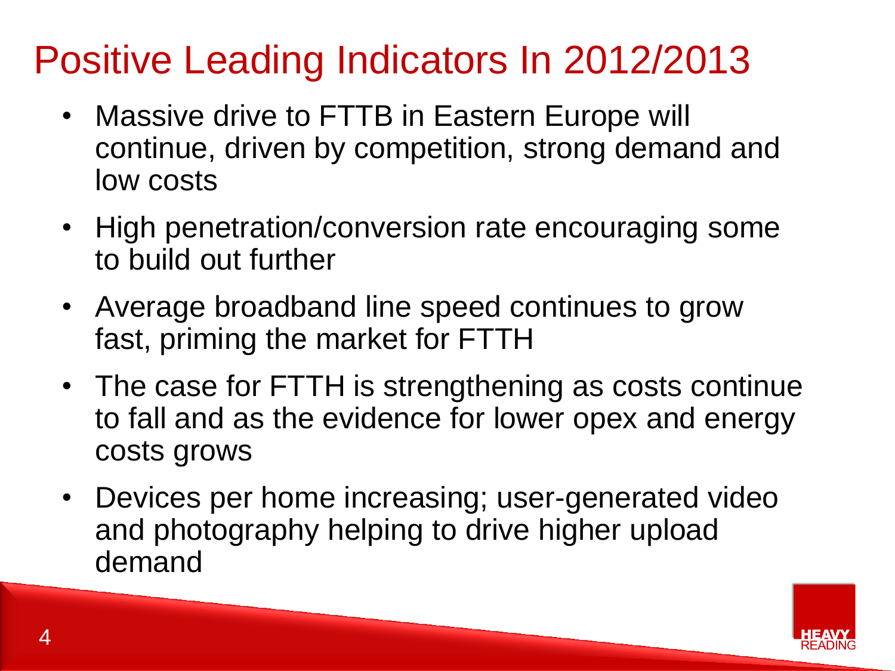# Positive Leading Indicators In 2012/2013

- Massive drive to FTTB in Eastern Europe will continue, driven by competition, strong demand and low costs
- High penetration/conversion rate encouraging some to build out further
- Average broadband line speed continues to grow fast, priming the market for FTTH
- The case for FTTH is strengthening as costs continue to fall and as the evidence for lower opex and energy costs grows
- Devices per home increasing; user-generated video and photography helping to drive higher upload demand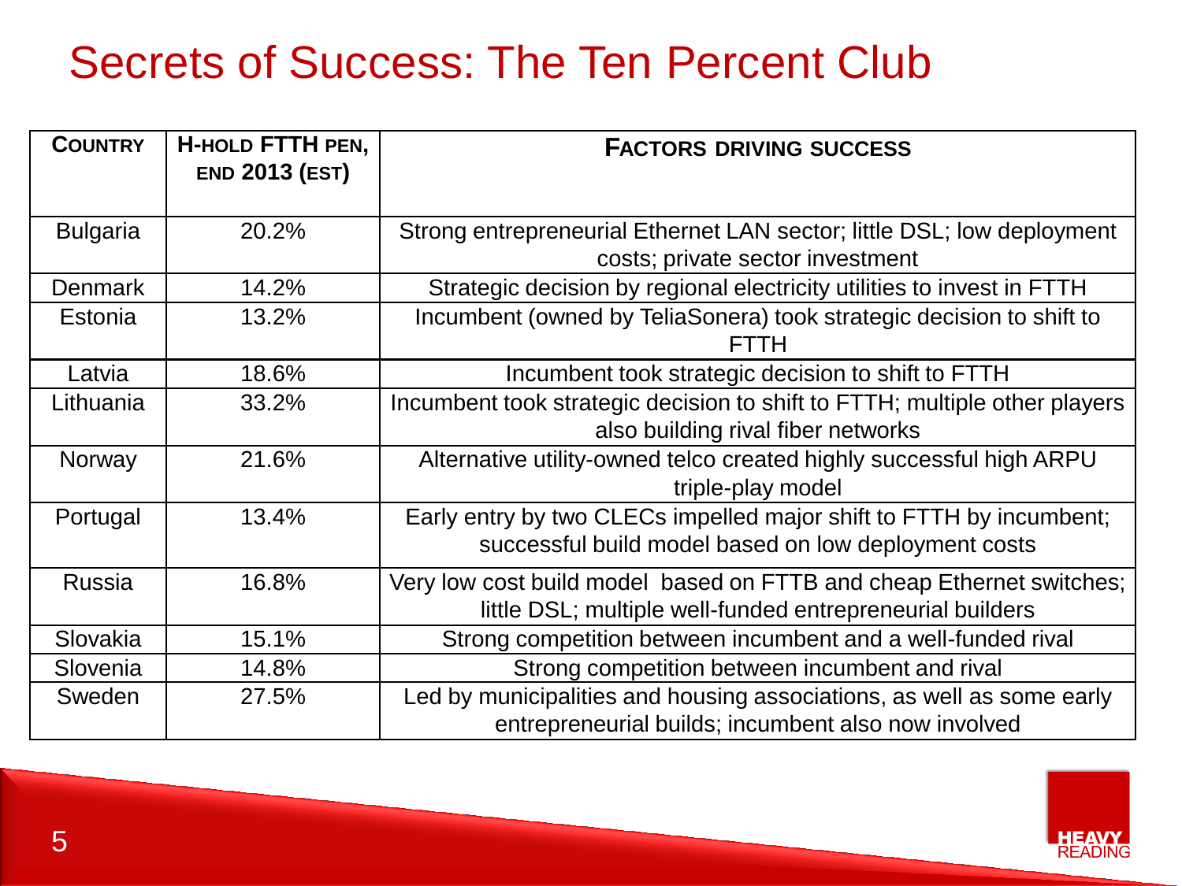# Secrets of Success: The Ten Percent Club

| Country | H-hold FTTH pen, end 2013 (est) | Factors driving success |
|---|---|---|
| Bulgaria | 20.2% | Strong entrepreneurial Ethernet LAN sector; little DSL; low deployment costs; private sector investment |
| Denmark | 14.2% | Strategic decision by regional electricity utilities to invest in FTTH |
| Estonia | 13.2% | Incumbent (owned by TeliaSonera) took strategic decision to shift to FTTH |
| Latvia | 18.6% | Incumbent took strategic decision to shift to FTTH |
| Lithuania | 33.2% | Incumbent took strategic decision to shift to FTTH; multiple other players also building rival fiber networks |
| Norway | 21.6% | Alternative utility-owned telco created highly successful high ARPU triple-play model |
| Portugal | 13.4% | Early entry by two CLECs impelled major shift to FTTH by incumbent; successful build model based on low deployment costs |
| Russia | 16.8% | Very low cost build model based on FTTB and cheap Ethernet switches; little DSL; multiple well-funded entrepreneurial builders |
| Slovakia | 15.1% | Strong competition between incumbent and a well-funded rival |
| Slovenia | 14.8% | Strong competition between incumbent and rival |
| Sweden | 27.5% | Led by municipalities and housing associations, as well as some early entrepreneurial builds; incumbent also now involved |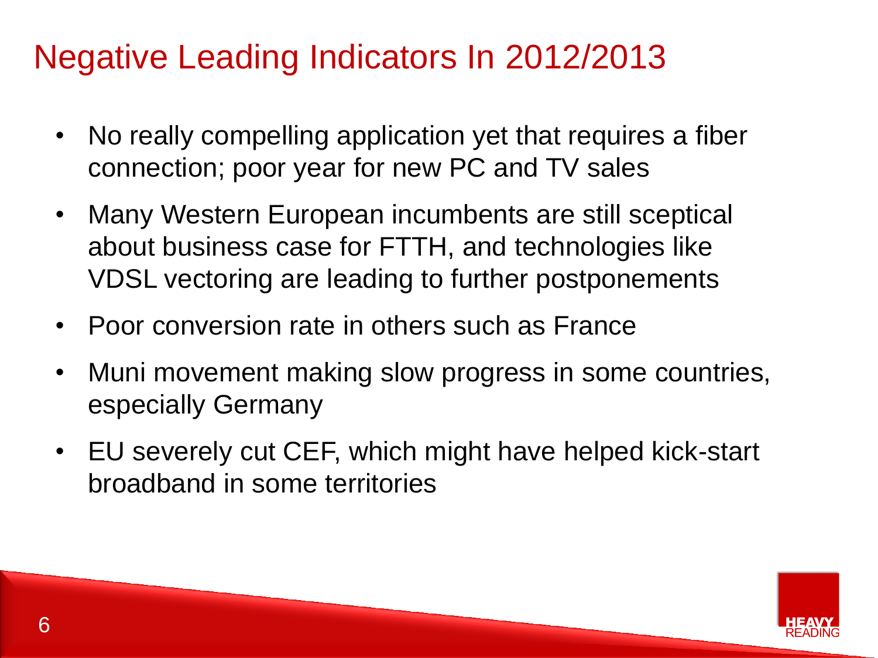# Negative Leading Indicators In 2012/2013

- No really compelling application yet that requires a fiber connection; poor year for new PC and TV sales
- Many Western European incumbents are still sceptical about business case for FTTH, and technologies like VDSL vectoring are leading to further postponements
- Poor conversion rate in others such as France
- Muni movement making slow progress in some countries, especially Germany
- EU severely cut CEF, which might have helped kick-start broadband in some territories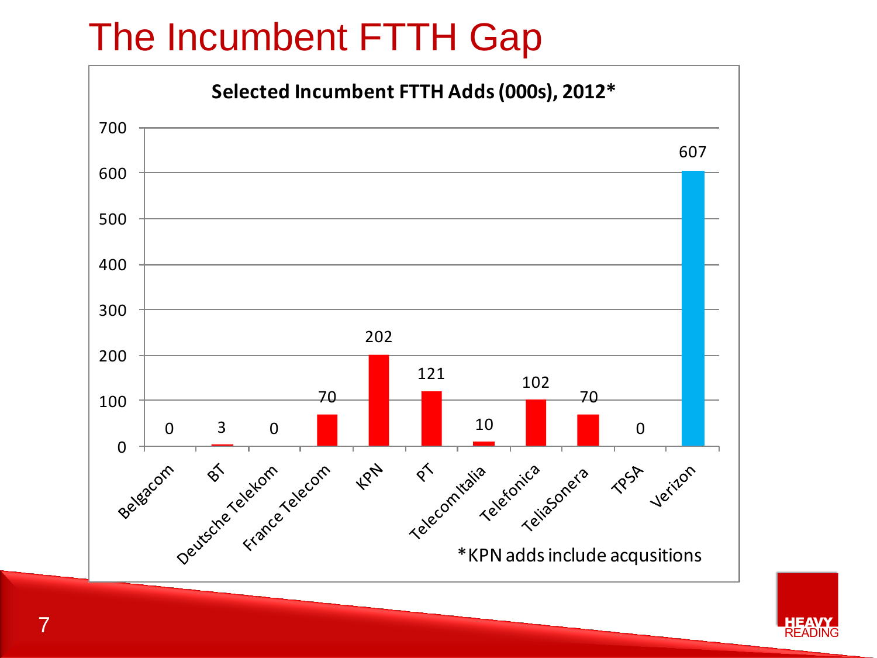# The Incumbent FTTH Gap

**Selected Incumbent FTTH Adds (000s), 2012***

| Incumbent | FTTH Adds (000s) |
|---|---|
| Belgacom | 0 |
| BT | 3 |
| Deutsche Telekom | 0 |
| France Telecom | 70 |
| KPN | 202 |
| PT | 121 |
| Telecom Italia | 10 |
| Telefonica | 102 |
| TeliaSonera | 70 |
| TPSA | 0 |
| Verizon | 607 |

*KPN adds include acqusitions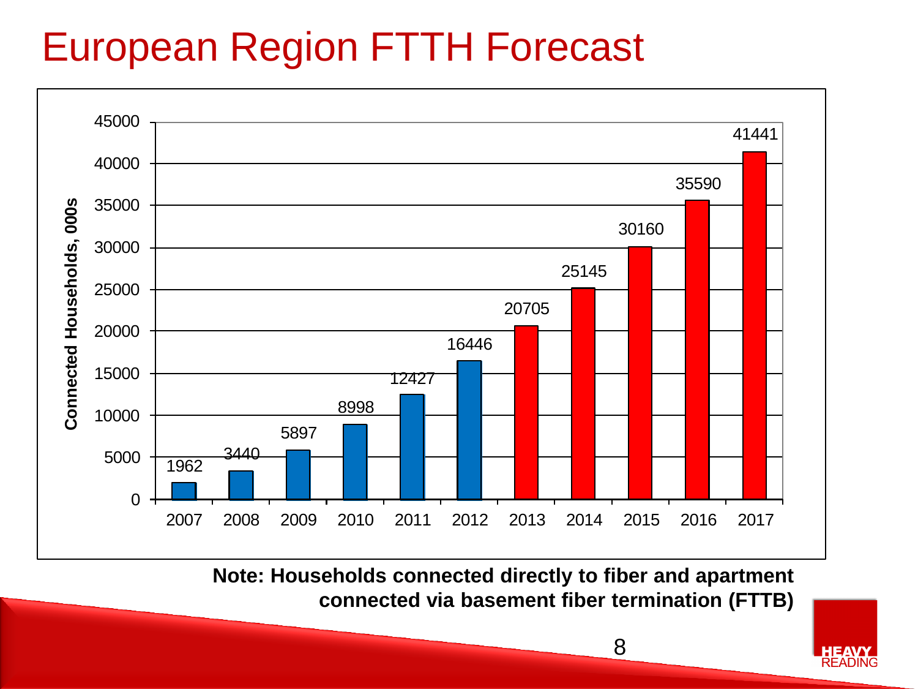# European Region FTTH Forecast

| Year | Connected Households, 000s |
| --- | --- |
| 2007 | 1962 |
| 2008 | 3440 |
| 2009 | 5897 |
| 2010 | 8998 |
| 2011 | 12427 |
| 2012 | 16446 |
| 2013 | 20705 |
| 2014 | 25145 |
| 2015 | 30160 |
| 2016 | 35590 |
| 2017 | 41441 |

**Note: Households connected directly to fiber and apartment connected via basement fiber termination (FTTB)**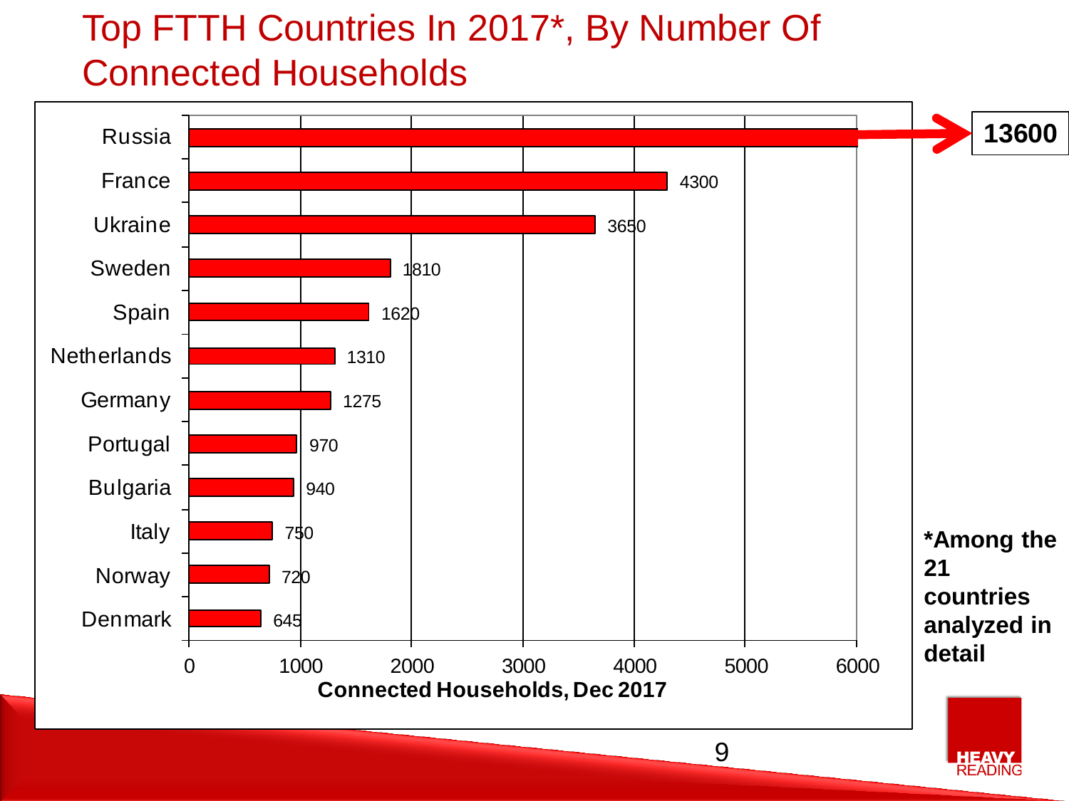# Top FTTH Countries In 2017*, By Number Of Connected Households

| Country | Connected Households, Dec 2017 |
| --- | --- |
| Russia | 13600 |
| France | 4300 |
| Ukraine | 3650 |
| Sweden | 1810 |
| Spain | 1620 |
| Netherlands | 1310 |
| Germany | 1275 |
| Portugal | 970 |
| Bulgaria | 940 |
| Italy | 750 |
| Norway | 720 |
| Denmark | 645 |

**\*Among the 21 countries analyzed in detail**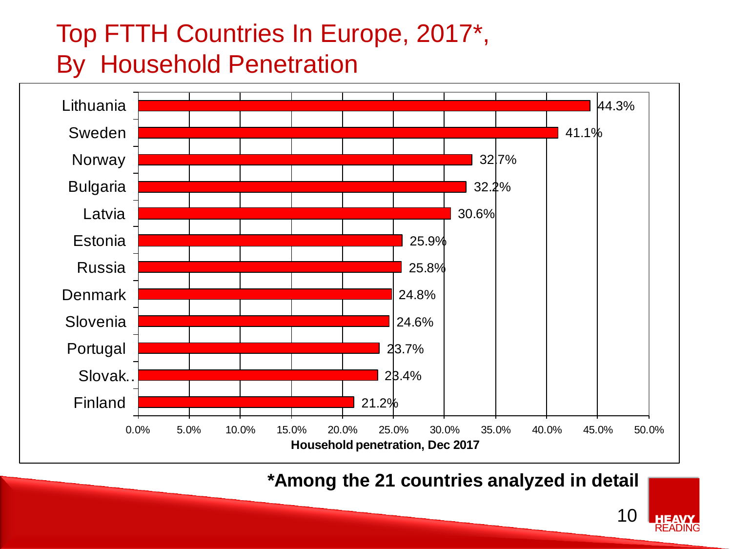# Top FTTH Countries In Europe, 2017*, By Household Penetration

| Country | Household penetration, Dec 2017 |
| --- | --- |
| Lithuania | 44.3% |
| Sweden | 41.1% |
| Norway | 32.7% |
| Bulgaria | 32.2% |
| Latvia | 30.6% |
| Estonia | 25.9% |
| Russia | 25.8% |
| Denmark | 24.8% |
| Slovenia | 24.6% |
| Portugal | 23.7% |
| Slovak.. | 23.4% |
| Finland | 21.2% |

**\*Among the 21 countries analyzed in detail**

HEAVY READING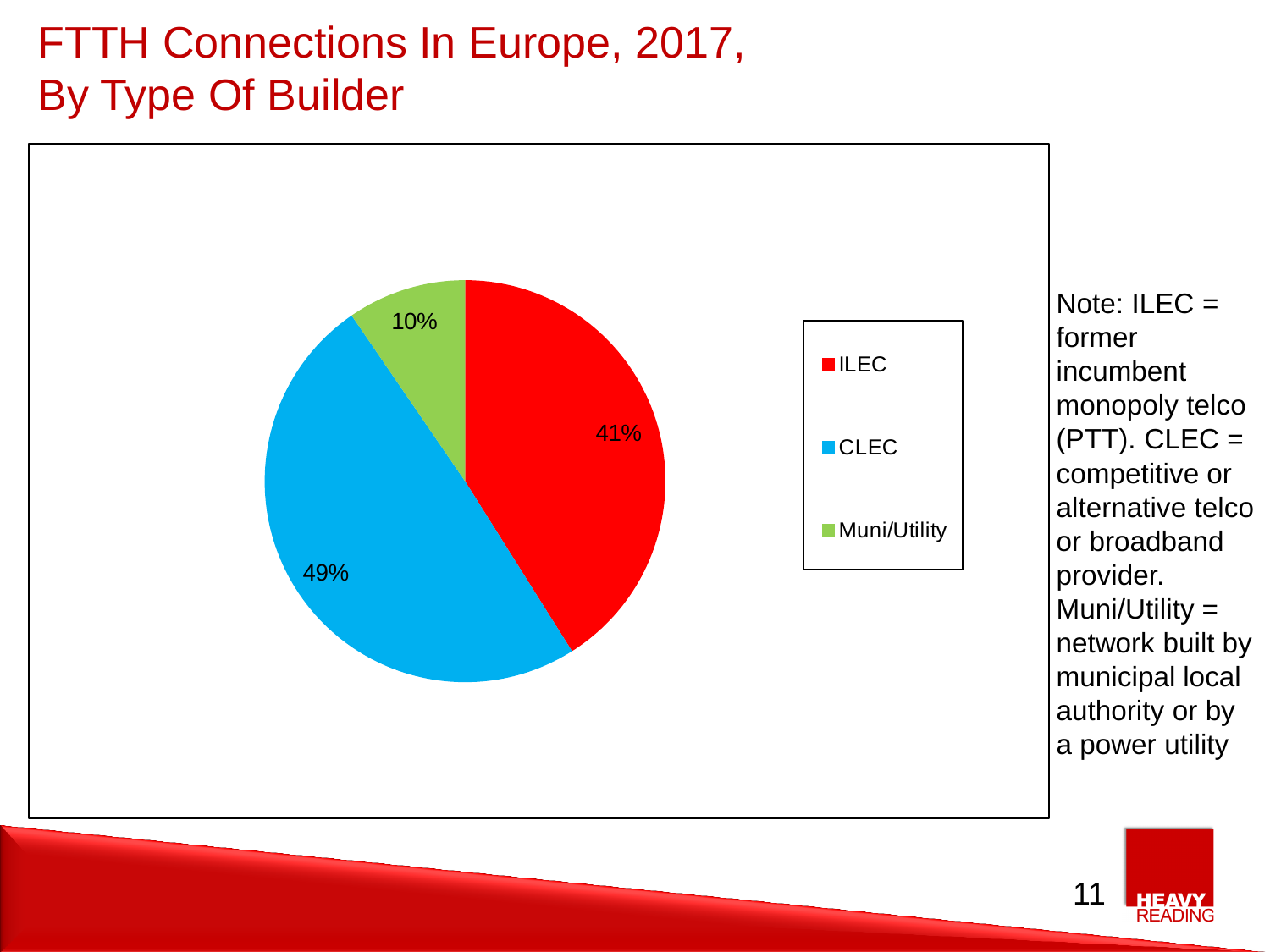# FTTH Connections In Europe, 2017, By Type Of Builder

| Type of Builder | Share |
|---|---|
| ILEC | 41% |
| CLEC | 49% |
| Muni/Utility | 10% |

Note: ILEC = former incumbent monopoly telco (PTT). CLEC = competitive or alternative telco or broadband provider. Muni/Utility = network built by municipal local authority or by a power utility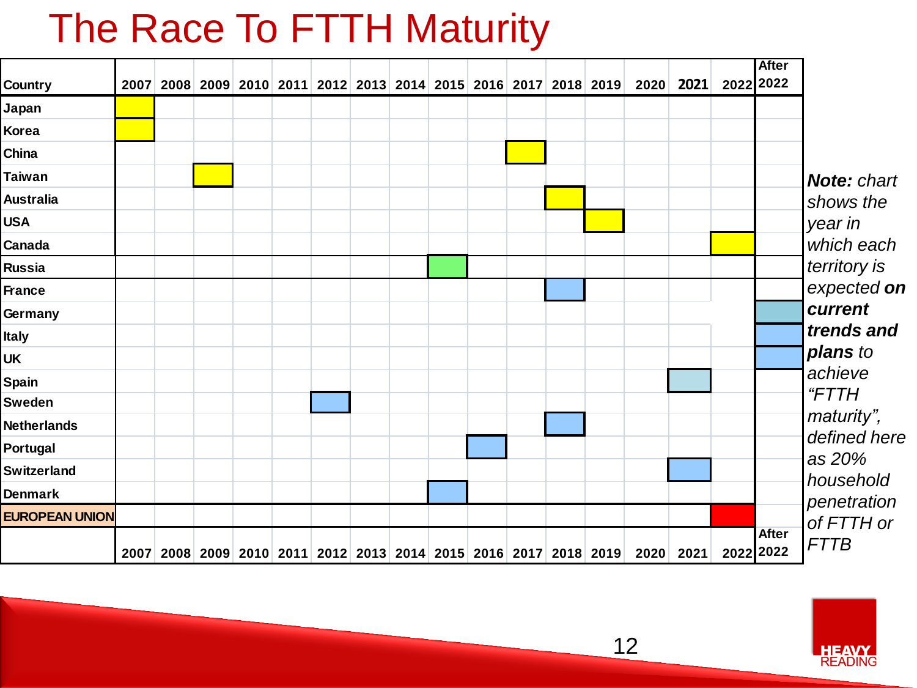# The Race To FTTH Maturity

| Country | 2007 | 2008 | 2009 | 2010 | 2011 | 2012 | 2013 | 2014 | 2015 | 2016 | 2017 | 2018 | 2019 | 2020 | 2021 | 2022 | After 2022 |
|---|---|---|---|---|---|---|---|---|---|---|---|---|---|---|---|---|---|
| Japan | ■ | | | | | | | | | | | | | | | | |
| Korea | ■ | | | | | | | | | | | | | | | | |
| China | | | | | | | | | | | ■ | | | | | | |
| Taiwan | | | ■ | | | | | | | | | | | | | | |
| Australia | | | | | | | | | | | | ■ | | | | | |
| USA | | | | | | | | | | | | | ■ | | | | |
| Canada | | | | | | | | | | | | | | | | ■ | |
| Russia | | | | | | | | | ■ | | | | | | | | |
| France | | | | | | | | | | | | ■ | | | | | |
| Germany | | | | | | | | | | | | | | | | | ■ |
| Italy | | | | | | | | | | | | | | | | | ■ |
| UK | | | | | | | | | | | | | | | | | ■ |
| Spain | | | | | | | | | | | | | | | ■ | | |
| Sweden | | | | | | ■ | | | | | | | | | | | |
| Netherlands | | | | | | | | | | | | ■ | | | | | |
| Portugal | | | | | | | | | | ■ | | | | | | | |
| Switzerland | | | | | | | | | | | | | | | ■ | | |
| Denmark | | | | | | | | | ■ | | | | | | | | |
| EUROPEAN UNION | | | | | | | | | | | | | | | | ■ | |

***Note:*** *chart shows the year in which each territory is expected* ***on current trends and plans*** *to achieve "FTTH maturity", defined here as 20% household penetration of FTTH or FTTB*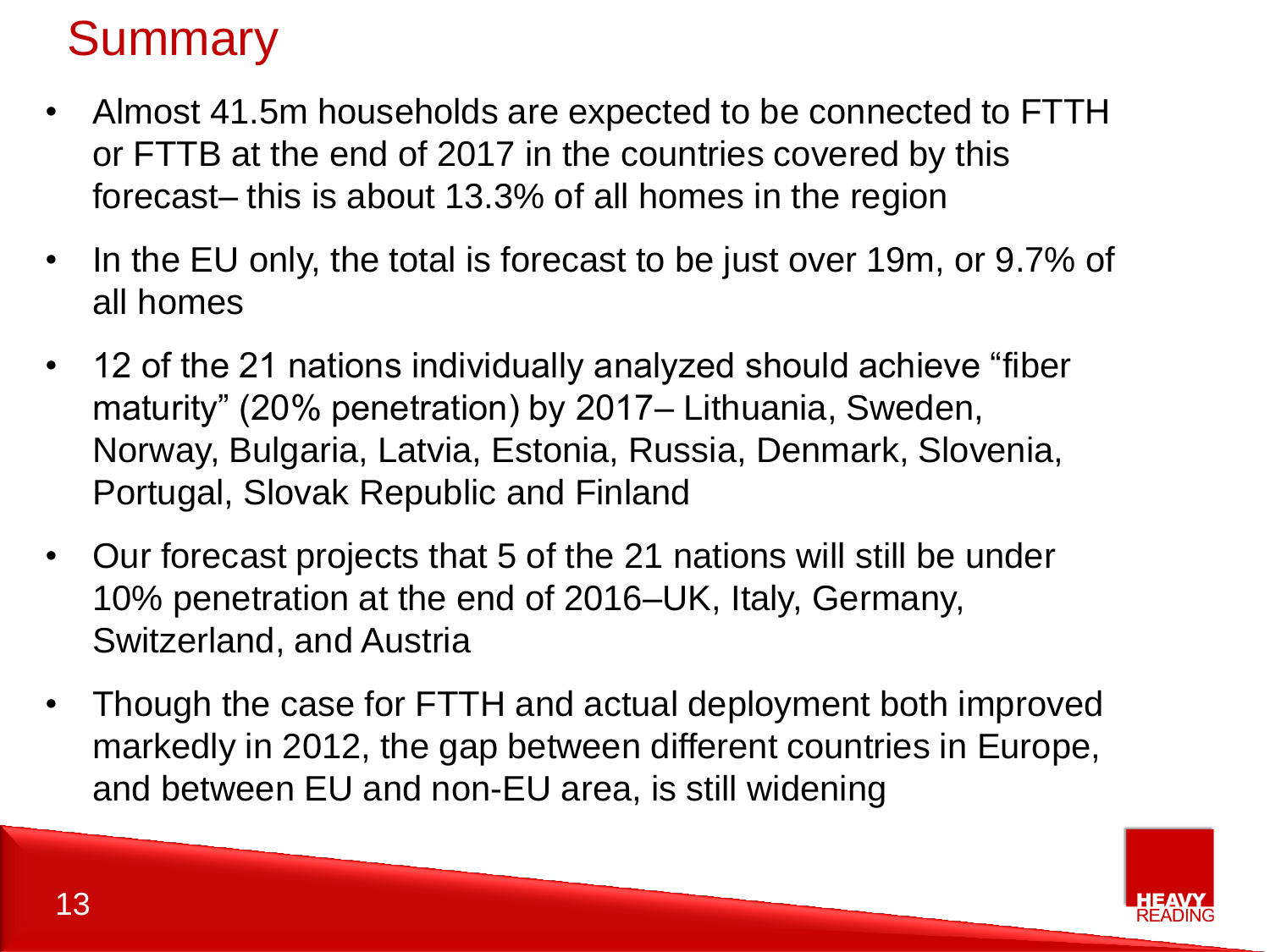# Summary

- Almost 41.5m households are expected to be connected to FTTH or FTTB at the end of 2017 in the countries covered by this forecast– this is about 13.3% of all homes in the region
- In the EU only, the total is forecast to be just over 19m, or 9.7% of all homes
- 12 of the 21 nations individually analyzed should achieve "fiber maturity" (20% penetration) by 2017– Lithuania, Sweden, Norway, Bulgaria, Latvia, Estonia, Russia, Denmark, Slovenia, Portugal, Slovak Republic and Finland
- Our forecast projects that 5 of the 21 nations will still be under 10% penetration at the end of 2016–UK, Italy, Germany, Switzerland, and Austria
- Though the case for FTTH and actual deployment both improved markedly in 2012, the gap between different countries in Europe, and between EU and non-EU area, is still widening